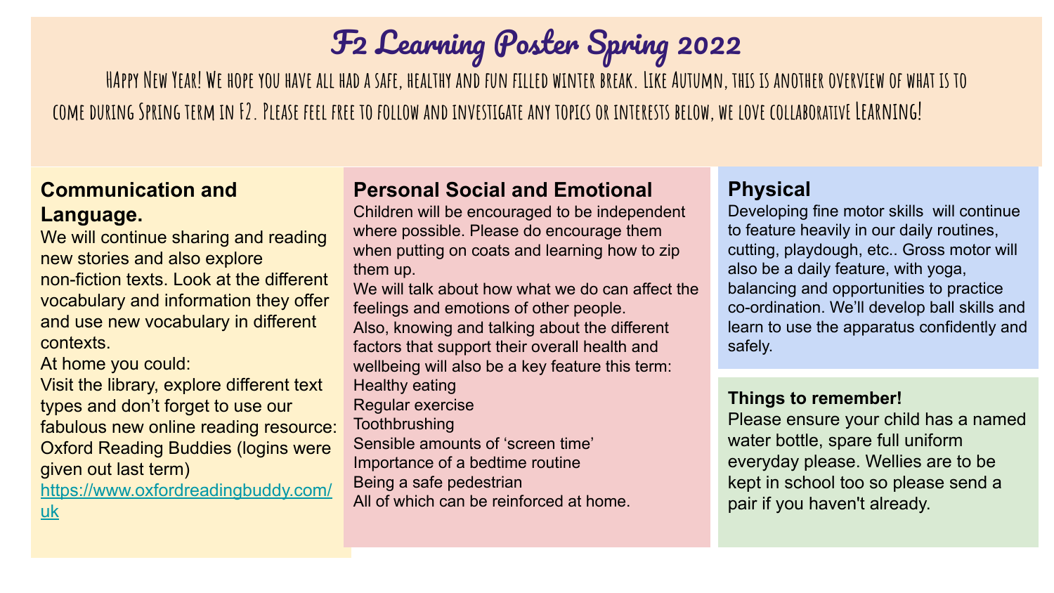# F2 Learning Poster Spring 2022

HAppy New Year! We hope you have all had a safe, healthy and fun filled winter break. Like Autumn, this is another overview of what is to come during Spring term in F2. Please feel free to follow and investigate any topics or interests below, we love collaborative Learning!

## Communication and Language.

We will continue sharing and reading new stories and also explore non-fiction texts. Look at the different vocabulary and information they offer and use new vocabulary in different contexts.

At home you could:

Visit the library, explore different text types and don't forget to use our fabulous new online reading resource: Oxford Reading Buddies (logins were given out last term) https://www.oxfordreadingbuddy.com/uk

## Personal Social and Emotional

Children will be encouraged to be independent where possible. Please do encourage them when putting on coats and learning how to zip them up.

We will talk about how what we do can affect the feelings and emotions of other people.

Also, knowing and talking about the different factors that support their overall health and wellbeing will also be a key feature this term:

Healthy eating
Regular exercise
Toothbrushing
Sensible amounts of 'screen time'
Importance of a bedtime routine
Being a safe pedestrian

All of which can be reinforced at home.

## Physical

Developing fine motor skills will continue to feature heavily in our daily routines, cutting, playdough, etc.. Gross motor will also be a daily feature, with yoga, balancing and opportunities to practice co-ordination. We'll develop ball skills and learn to use the apparatus confidently and safely.

### Things to remember!

Please ensure your child has a named water bottle, spare full uniform everyday please. Wellies are to be kept in school too so please send a pair if you haven't already.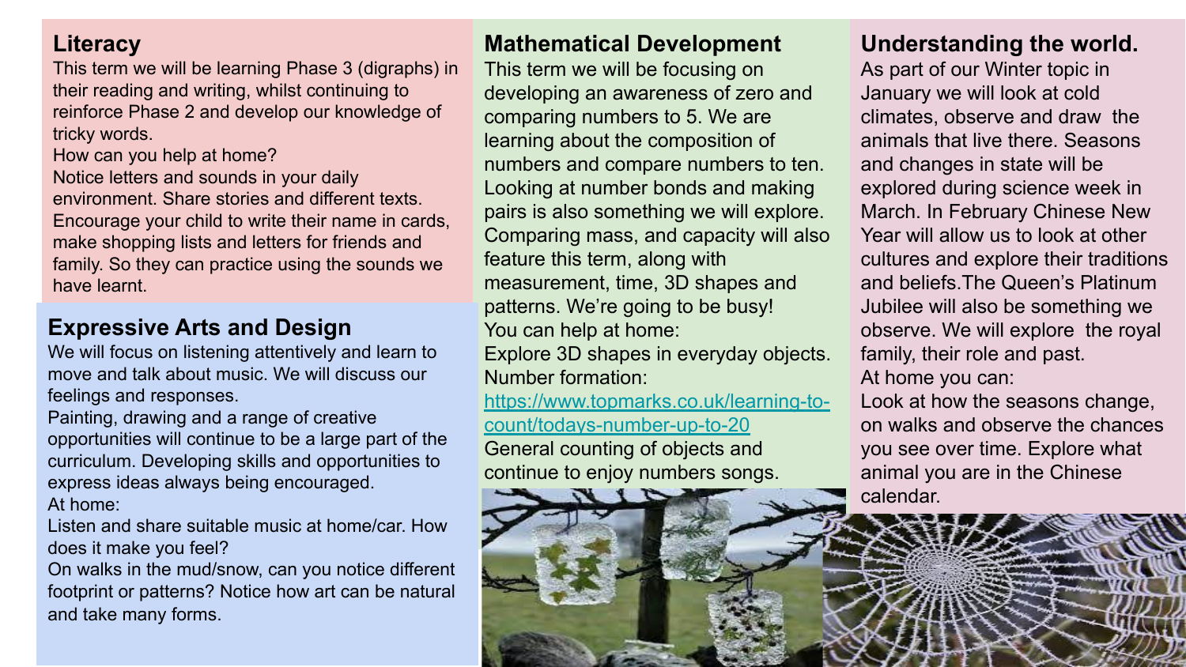## Literacy

This term we will be learning Phase 3 (digraphs) in their reading and writing, whilst continuing to reinforce Phase 2 and develop our knowledge of tricky words.

How can you help at home?

Notice letters and sounds in your daily environment. Share stories and different texts. Encourage your child to write their name in cards, make shopping lists and letters for friends and family. So they can practice using the sounds we have learnt.

## Expressive Arts and Design

We will focus on listening attentively and learn to move and talk about music. We will discuss our feelings and responses.

Painting, drawing and a range of creative opportunities will continue to be a large part of the curriculum. Developing skills and opportunities to express ideas always being encouraged.

At home:

Listen and share suitable music at home/car. How does it make you feel?

On walks in the mud/snow, can you notice different footprint or patterns? Notice how art can be natural and take many forms.

## Mathematical Development

This term we will be focusing on developing an awareness of zero and comparing numbers to 5. We are learning about the composition of numbers and compare numbers to ten. Looking at number bonds and making pairs is also something we will explore. Comparing mass, and capacity will also feature this term, along with measurement, time, 3D shapes and patterns. We're going to be busy!

You can help at home:

Explore 3D shapes in everyday objects.

Number formation:

https://www.topmarks.co.uk/learning-to-count/todays-number-up-to-20

General counting of objects and continue to enjoy numbers songs.

## Understanding the world.

As part of our Winter topic in January we will look at cold climates, observe and draw the animals that live there. Seasons and changes in state will be explored during science week in March. In February Chinese New Year will allow us to look at other cultures and explore their traditions and beliefs.The Queen's Platinum Jubilee will also be something we observe. We will explore the royal family, their role and past.

At home you can:

Look at how the seasons change, on walks and observe the chances you see over time. Explore what animal you are in the Chinese calendar.